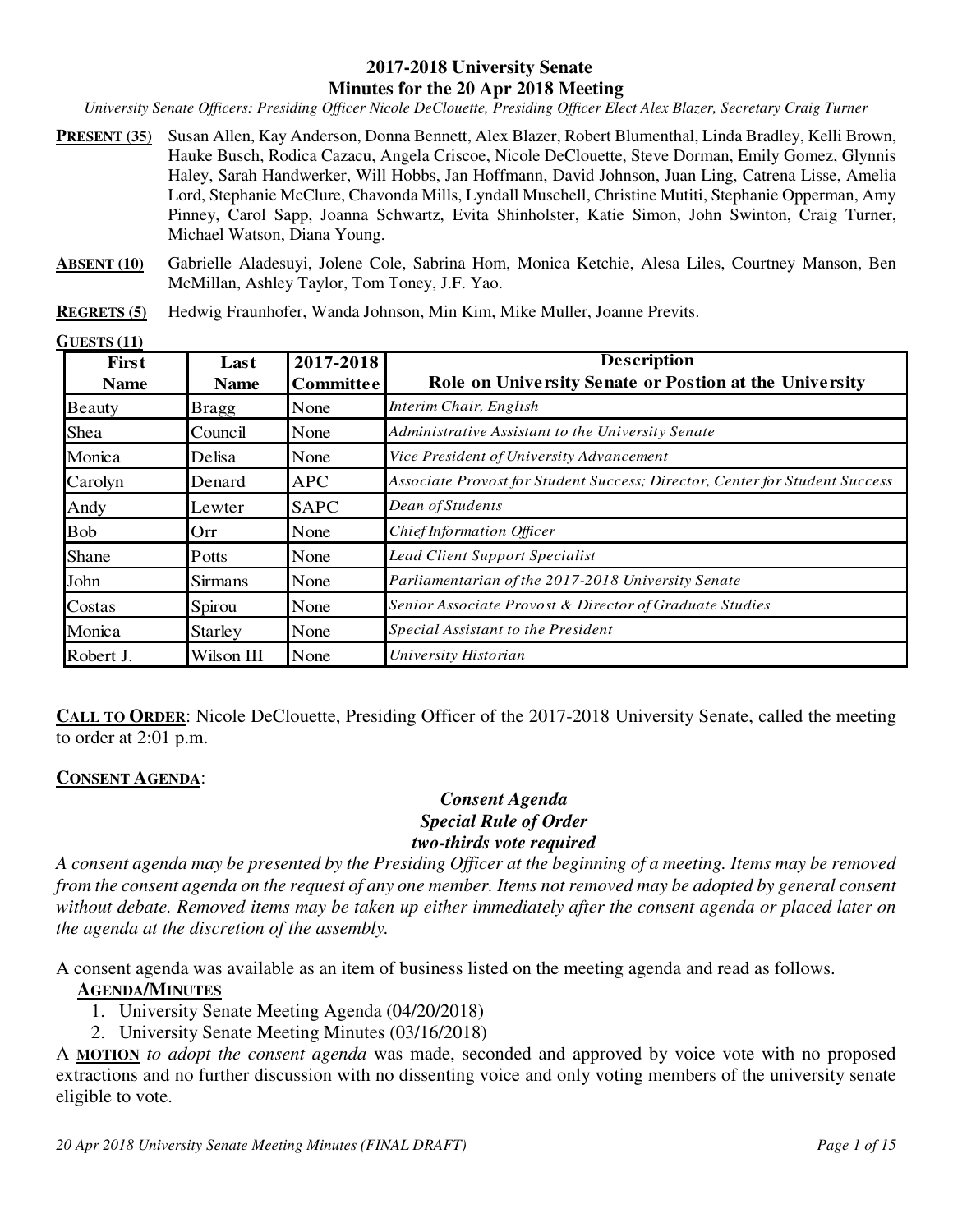# 2017-2018 University Senate
## Minutes for the 20 Apr 2018 Meeting

*University Senate Officers: Presiding Officer Nicole DeClouette, Presiding Officer Elect Alex Blazer, Secretary Craig Turner*

**PRESENT (35)** Susan Allen, Kay Anderson, Donna Bennett, Alex Blazer, Robert Blumenthal, Linda Bradley, Kelli Brown, Hauke Busch, Rodica Cazacu, Angela Criscoe, Nicole DeClouette, Steve Dorman, Emily Gomez, Glynnis Haley, Sarah Handwerker, Will Hobbs, Jan Hoffmann, David Johnson, Juan Ling, Catrena Lisse, Amelia Lord, Stephanie McClure, Chavonda Mills, Lyndall Muschell, Christine Mutiti, Stephanie Opperman, Amy Pinney, Carol Sapp, Joanna Schwartz, Evita Shinholster, Katie Simon, John Swinton, Craig Turner, Michael Watson, Diana Young.

**ABSENT (10)** Gabrielle Aladesuyi, Jolene Cole, Sabrina Hom, Monica Ketchie, Alesa Liles, Courtney Manson, Ben McMillan, Ashley Taylor, Tom Toney, J.F. Yao.

**REGRETS (5)** Hedwig Fraunhofer, Wanda Johnson, Min Kim, Mike Muller, Joanne Previts.

**GUESTS (11)**

| First Name | Last Name | 2017-2018 Committee | Description<br>Role on University Senate or Postion at the University |
|---|---|---|---|
| Beauty | Bragg | None | *Interim Chair, English* |
| Shea | Council | None | *Administrative Assistant to the University Senate* |
| Monica | Delisa | None | *Vice President of University Advancement* |
| Carolyn | Denard | APC | *Associate Provost for Student Success; Director, Center for Student Success* |
| Andy | Lewter | SAPC | *Dean of Students* |
| Bob | Orr | None | *Chief Information Officer* |
| Shane | Potts | None | *Lead Client Support Specialist* |
| John | Sirmans | None | *Parliamentarian of the 2017-2018 University Senate* |
| Costas | Spirou | None | *Senior Associate Provost & Director of Graduate Studies* |
| Monica | Starley | None | *Special Assistant to the President* |
| Robert J. | Wilson III | None | *University Historian* |

**CALL TO ORDER**: Nicole DeClouette, Presiding Officer of the 2017-2018 University Senate, called the meeting to order at 2:01 p.m.

**CONSENT AGENDA**:

***Consent Agenda***
***Special Rule of Order***
***two-thirds vote required***

*A consent agenda may be presented by the Presiding Officer at the beginning of a meeting. Items may be removed from the consent agenda on the request of any one member. Items not removed may be adopted by general consent without debate. Removed items may be taken up either immediately after the consent agenda or placed later on the agenda at the discretion of the assembly.*

A consent agenda was available as an item of business listed on the meeting agenda and read as follows.

**AGENDA/MINUTES**

1. University Senate Meeting Agenda (04/20/2018)
2. University Senate Meeting Minutes (03/16/2018)

A **MOTION** *to adopt the consent agenda* was made, seconded and approved by voice vote with no proposed extractions and no further discussion with no dissenting voice and only voting members of the university senate eligible to vote.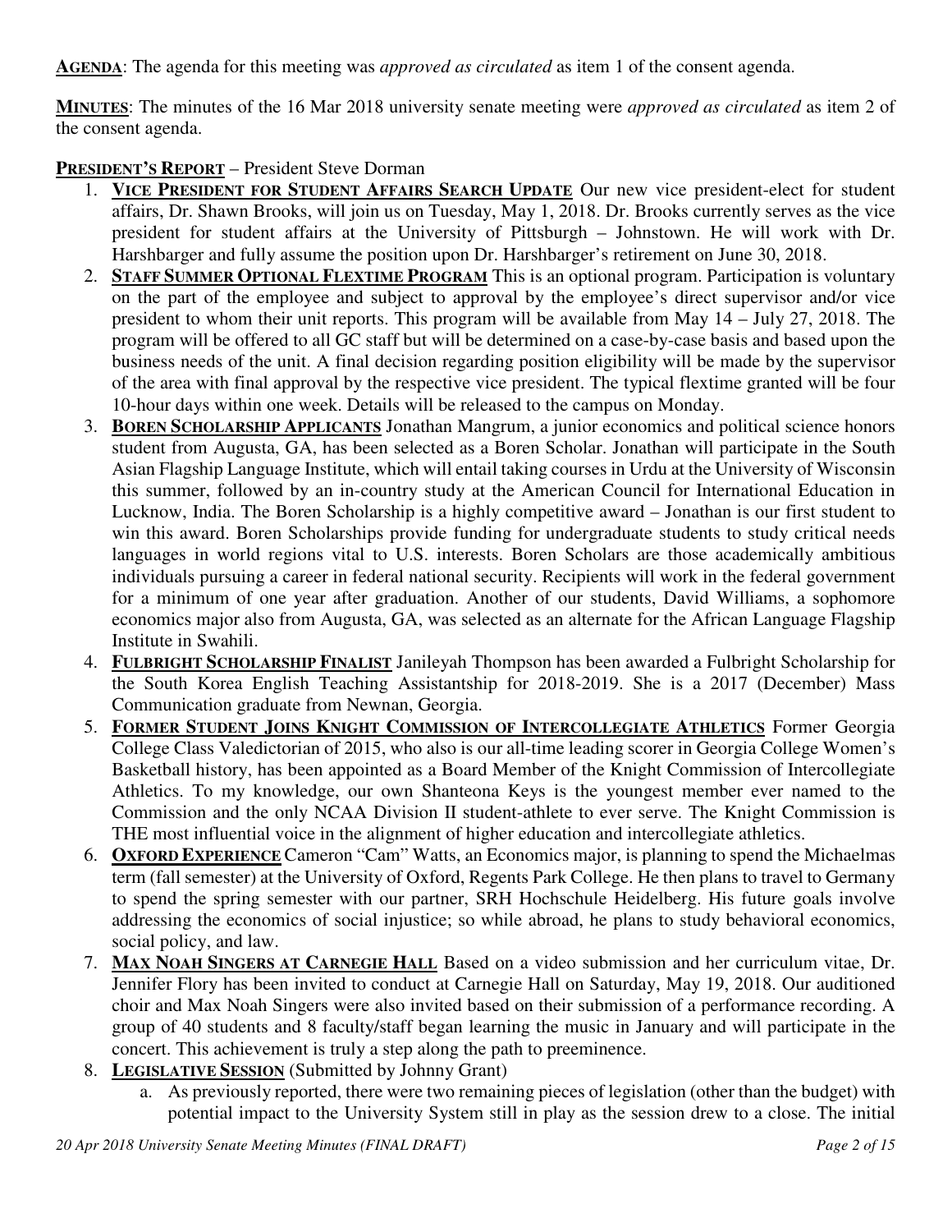**AGENDA**: The agenda for this meeting was *approved as circulated* as item 1 of the consent agenda.

**MINUTES**: The minutes of the 16 Mar 2018 university senate meeting were *approved as circulated* as item 2 of the consent agenda.

**PRESIDENT'S REPORT** – President Steve Dorman

1. **VICE PRESIDENT FOR STUDENT AFFAIRS SEARCH UPDATE** Our new vice president-elect for student affairs, Dr. Shawn Brooks, will join us on Tuesday, May 1, 2018. Dr. Brooks currently serves as the vice president for student affairs at the University of Pittsburgh – Johnstown. He will work with Dr. Harshbarger and fully assume the position upon Dr. Harshbarger's retirement on June 30, 2018.
2. **STAFF SUMMER OPTIONAL FLEXTIME PROGRAM** This is an optional program. Participation is voluntary on the part of the employee and subject to approval by the employee's direct supervisor and/or vice president to whom their unit reports. This program will be available from May 14 – July 27, 2018. The program will be offered to all GC staff but will be determined on a case-by-case basis and based upon the business needs of the unit. A final decision regarding position eligibility will be made by the supervisor of the area with final approval by the respective vice president. The typical flextime granted will be four 10-hour days within one week. Details will be released to the campus on Monday.
3. **BOREN SCHOLARSHIP APPLICANTS** Jonathan Mangrum, a junior economics and political science honors student from Augusta, GA, has been selected as a Boren Scholar. Jonathan will participate in the South Asian Flagship Language Institute, which will entail taking courses in Urdu at the University of Wisconsin this summer, followed by an in-country study at the American Council for International Education in Lucknow, India. The Boren Scholarship is a highly competitive award – Jonathan is our first student to win this award. Boren Scholarships provide funding for undergraduate students to study critical needs languages in world regions vital to U.S. interests. Boren Scholars are those academically ambitious individuals pursuing a career in federal national security. Recipients will work in the federal government for a minimum of one year after graduation. Another of our students, David Williams, a sophomore economics major also from Augusta, GA, was selected as an alternate for the African Language Flagship Institute in Swahili.
4. **FULBRIGHT SCHOLARSHIP FINALIST** Janileyah Thompson has been awarded a Fulbright Scholarship for the South Korea English Teaching Assistantship for 2018-2019. She is a 2017 (December) Mass Communication graduate from Newnan, Georgia.
5. **FORMER STUDENT JOINS KNIGHT COMMISSION OF INTERCOLLEGIATE ATHLETICS** Former Georgia College Class Valedictorian of 2015, who also is our all-time leading scorer in Georgia College Women's Basketball history, has been appointed as a Board Member of the Knight Commission of Intercollegiate Athletics. To my knowledge, our own Shanteona Keys is the youngest member ever named to the Commission and the only NCAA Division II student-athlete to ever serve. The Knight Commission is THE most influential voice in the alignment of higher education and intercollegiate athletics.
6. **OXFORD EXPERIENCE** Cameron "Cam" Watts, an Economics major, is planning to spend the Michaelmas term (fall semester) at the University of Oxford, Regents Park College. He then plans to travel to Germany to spend the spring semester with our partner, SRH Hochschule Heidelberg. His future goals involve addressing the economics of social injustice; so while abroad, he plans to study behavioral economics, social policy, and law.
7. **MAX NOAH SINGERS AT CARNEGIE HALL** Based on a video submission and her curriculum vitae, Dr. Jennifer Flory has been invited to conduct at Carnegie Hall on Saturday, May 19, 2018. Our auditioned choir and Max Noah Singers were also invited based on their submission of a performance recording. A group of 40 students and 8 faculty/staff began learning the music in January and will participate in the concert. This achievement is truly a step along the path to preeminence.
8. **LEGISLATIVE SESSION** (Submitted by Johnny Grant)
   a. As previously reported, there were two remaining pieces of legislation (other than the budget) with potential impact to the University System still in play as the session drew to a close. The initial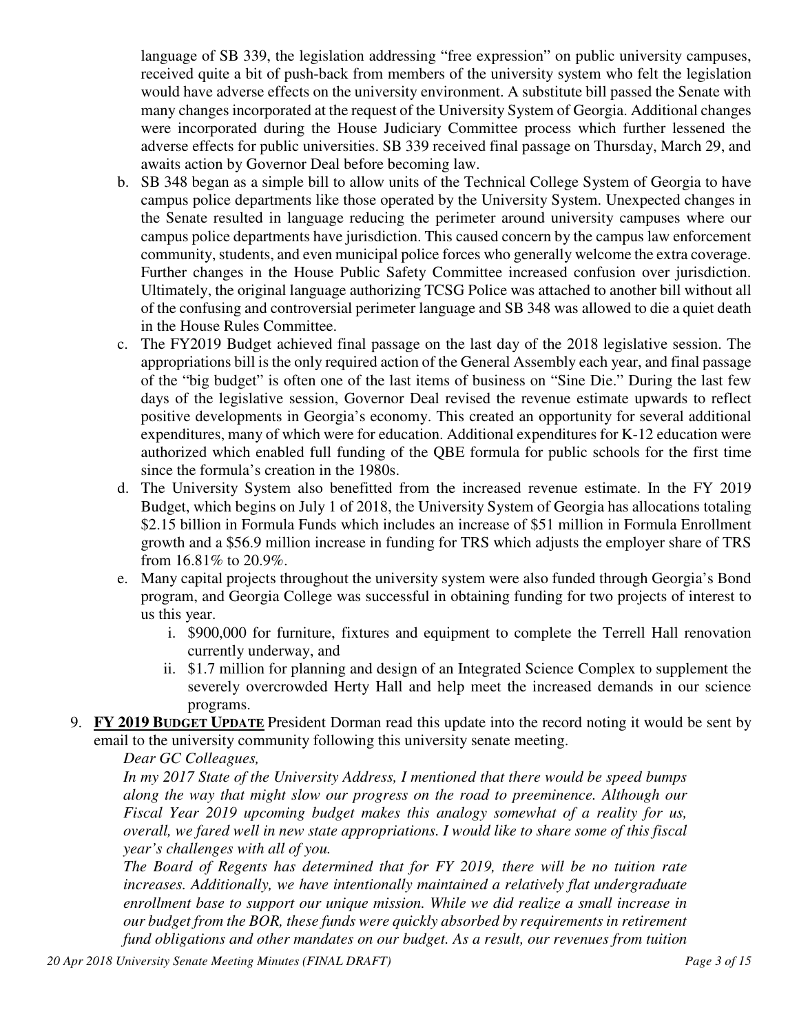language of SB 339, the legislation addressing "free expression" on public university campuses, received quite a bit of push-back from members of the university system who felt the legislation would have adverse effects on the university environment. A substitute bill passed the Senate with many changes incorporated at the request of the University System of Georgia. Additional changes were incorporated during the House Judiciary Committee process which further lessened the adverse effects for public universities. SB 339 received final passage on Thursday, March 29, and awaits action by Governor Deal before becoming law.

b. SB 348 began as a simple bill to allow units of the Technical College System of Georgia to have campus police departments like those operated by the University System. Unexpected changes in the Senate resulted in language reducing the perimeter around university campuses where our campus police departments have jurisdiction. This caused concern by the campus law enforcement community, students, and even municipal police forces who generally welcome the extra coverage. Further changes in the House Public Safety Committee increased confusion over jurisdiction. Ultimately, the original language authorizing TCSG Police was attached to another bill without all of the confusing and controversial perimeter language and SB 348 was allowed to die a quiet death in the House Rules Committee.

c. The FY2019 Budget achieved final passage on the last day of the 2018 legislative session. The appropriations bill is the only required action of the General Assembly each year, and final passage of the "big budget" is often one of the last items of business on "Sine Die." During the last few days of the legislative session, Governor Deal revised the revenue estimate upwards to reflect positive developments in Georgia's economy. This created an opportunity for several additional expenditures, many of which were for education. Additional expenditures for K-12 education were authorized which enabled full funding of the QBE formula for public schools for the first time since the formula's creation in the 1980s.

d. The University System also benefitted from the increased revenue estimate. In the FY 2019 Budget, which begins on July 1 of 2018, the University System of Georgia has allocations totaling $2.15 billion in Formula Funds which includes an increase of $51 million in Formula Enrollment growth and a $56.9 million increase in funding for TRS which adjusts the employer share of TRS from 16.81% to 20.9%.

e. Many capital projects throughout the university system were also funded through Georgia's Bond program, and Georgia College was successful in obtaining funding for two projects of interest to us this year.
   i. $900,000 for furniture, fixtures and equipment to complete the Terrell Hall renovation currently underway, and
   ii. $1.7 million for planning and design of an Integrated Science Complex to supplement the severely overcrowded Herty Hall and help meet the increased demands in our science programs.

9. **FY 2019 BUDGET UPDATE** President Dorman read this update into the record noting it would be sent by email to the university community following this university senate meeting.

*Dear GC Colleagues,*

*In my 2017 State of the University Address, I mentioned that there would be speed bumps along the way that might slow our progress on the road to preeminence. Although our Fiscal Year 2019 upcoming budget makes this analogy somewhat of a reality for us, overall, we fared well in new state appropriations. I would like to share some of this fiscal year's challenges with all of you.*

*The Board of Regents has determined that for FY 2019, there will be no tuition rate increases. Additionally, we have intentionally maintained a relatively flat undergraduate enrollment base to support our unique mission. While we did realize a small increase in our budget from the BOR, these funds were quickly absorbed by requirements in retirement fund obligations and other mandates on our budget. As a result, our revenues from tuition*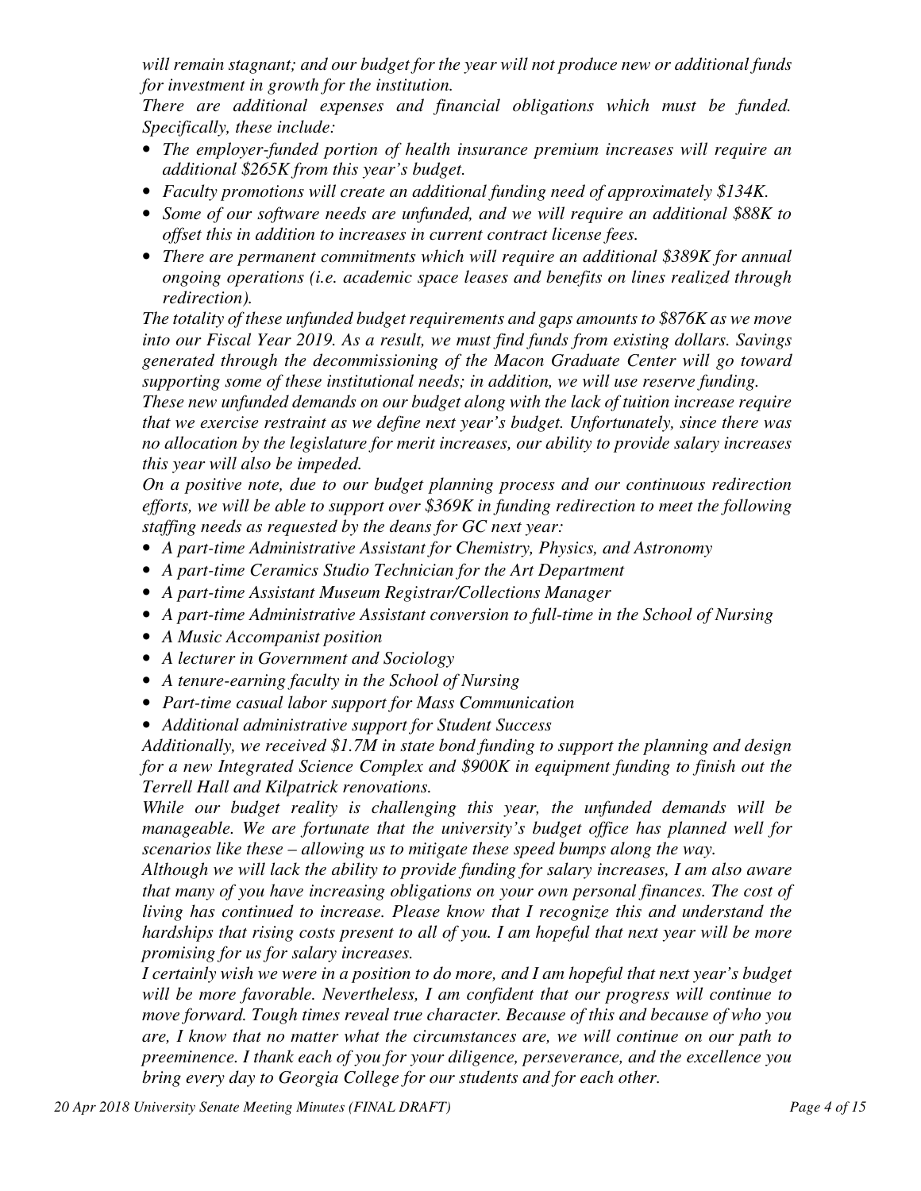*will remain stagnant; and our budget for the year will not produce new or additional funds for investment in growth for the institution.*

*There are additional expenses and financial obligations which must be funded. Specifically, these include:*

- *The employer-funded portion of health insurance premium increases will require an additional $265K from this year's budget.*
- *Faculty promotions will create an additional funding need of approximately $134K.*
- *Some of our software needs are unfunded, and we will require an additional $88K to offset this in addition to increases in current contract license fees.*
- *There are permanent commitments which will require an additional $389K for annual ongoing operations (i.e. academic space leases and benefits on lines realized through redirection).*

*The totality of these unfunded budget requirements and gaps amounts to $876K as we move into our Fiscal Year 2019. As a result, we must find funds from existing dollars. Savings generated through the decommissioning of the Macon Graduate Center will go toward supporting some of these institutional needs; in addition, we will use reserve funding.*

*These new unfunded demands on our budget along with the lack of tuition increase require that we exercise restraint as we define next year's budget. Unfortunately, since there was no allocation by the legislature for merit increases, our ability to provide salary increases this year will also be impeded.*

*On a positive note, due to our budget planning process and our continuous redirection efforts, we will be able to support over $369K in funding redirection to meet the following staffing needs as requested by the deans for GC next year:*

- *A part-time Administrative Assistant for Chemistry, Physics, and Astronomy*
- *A part-time Ceramics Studio Technician for the Art Department*
- *A part-time Assistant Museum Registrar/Collections Manager*
- *A part-time Administrative Assistant conversion to full-time in the School of Nursing*
- *A Music Accompanist position*
- *A lecturer in Government and Sociology*
- *A tenure-earning faculty in the School of Nursing*
- *Part-time casual labor support for Mass Communication*
- *Additional administrative support for Student Success*

*Additionally, we received $1.7M in state bond funding to support the planning and design for a new Integrated Science Complex and $900K in equipment funding to finish out the Terrell Hall and Kilpatrick renovations.*

*While our budget reality is challenging this year, the unfunded demands will be manageable. We are fortunate that the university's budget office has planned well for scenarios like these – allowing us to mitigate these speed bumps along the way.*

*Although we will lack the ability to provide funding for salary increases, I am also aware that many of you have increasing obligations on your own personal finances. The cost of living has continued to increase. Please know that I recognize this and understand the hardships that rising costs present to all of you. I am hopeful that next year will be more promising for us for salary increases.*

*I certainly wish we were in a position to do more, and I am hopeful that next year's budget will be more favorable. Nevertheless, I am confident that our progress will continue to move forward. Tough times reveal true character. Because of this and because of who you are, I know that no matter what the circumstances are, we will continue on our path to preeminence. I thank each of you for your diligence, perseverance, and the excellence you bring every day to Georgia College for our students and for each other.*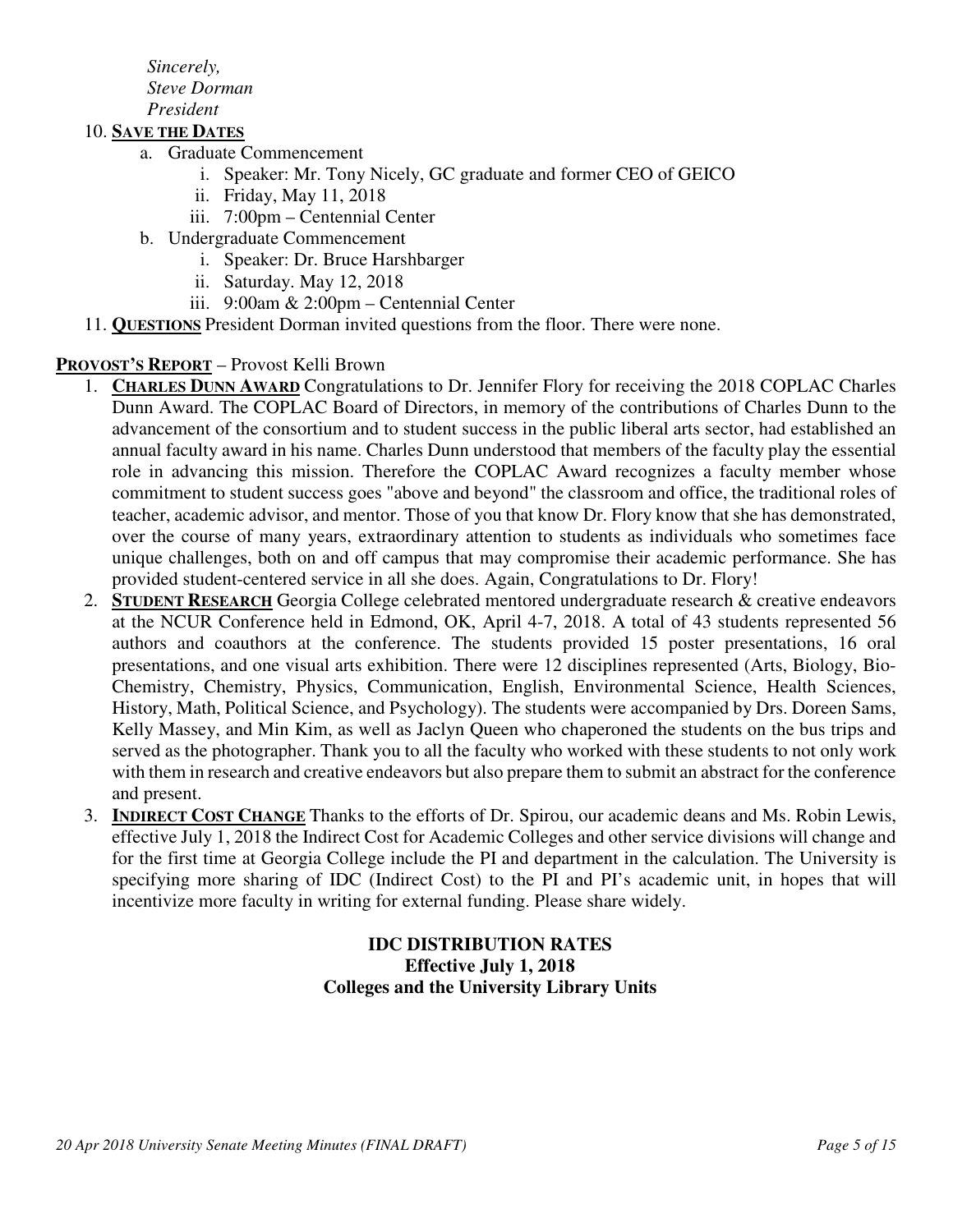*Sincerely,*
*Steve Dorman*
*President*

10. **SAVE THE DATES**
    a. Graduate Commencement
        i. Speaker: Mr. Tony Nicely, GC graduate and former CEO of GEICO
        ii. Friday, May 11, 2018
        iii. 7:00pm – Centennial Center
    b. Undergraduate Commencement
        i. Speaker: Dr. Bruce Harshbarger
        ii. Saturday. May 12, 2018
        iii. 9:00am & 2:00pm – Centennial Center
11. **QUESTIONS** President Dorman invited questions from the floor. There were none.

**PROVOST'S REPORT** – Provost Kelli Brown

1. **CHARLES DUNN AWARD** Congratulations to Dr. Jennifer Flory for receiving the 2018 COPLAC Charles Dunn Award. The COPLAC Board of Directors, in memory of the contributions of Charles Dunn to the advancement of the consortium and to student success in the public liberal arts sector, had established an annual faculty award in his name. Charles Dunn understood that members of the faculty play the essential role in advancing this mission. Therefore the COPLAC Award recognizes a faculty member whose commitment to student success goes "above and beyond" the classroom and office, the traditional roles of teacher, academic advisor, and mentor. Those of you that know Dr. Flory know that she has demonstrated, over the course of many years, extraordinary attention to students as individuals who sometimes face unique challenges, both on and off campus that may compromise their academic performance. She has provided student-centered service in all she does. Again, Congratulations to Dr. Flory!
2. **STUDENT RESEARCH** Georgia College celebrated mentored undergraduate research & creative endeavors at the NCUR Conference held in Edmond, OK, April 4-7, 2018. A total of 43 students represented 56 authors and coauthors at the conference. The students provided 15 poster presentations, 16 oral presentations, and one visual arts exhibition. There were 12 disciplines represented (Arts, Biology, Bio-Chemistry, Chemistry, Physics, Communication, English, Environmental Science, Health Sciences, History, Math, Political Science, and Psychology). The students were accompanied by Drs. Doreen Sams, Kelly Massey, and Min Kim, as well as Jaclyn Queen who chaperoned the students on the bus trips and served as the photographer. Thank you to all the faculty who worked with these students to not only work with them in research and creative endeavors but also prepare them to submit an abstract for the conference and present.
3. **INDIRECT COST CHANGE** Thanks to the efforts of Dr. Spirou, our academic deans and Ms. Robin Lewis, effective July 1, 2018 the Indirect Cost for Academic Colleges and other service divisions will change and for the first time at Georgia College include the PI and department in the calculation. The University is specifying more sharing of IDC (Indirect Cost) to the PI and PI's academic unit, in hopes that will incentivize more faculty in writing for external funding. Please share widely.

**IDC DISTRIBUTION RATES**
**Effective July 1, 2018**
**Colleges and the University Library Units**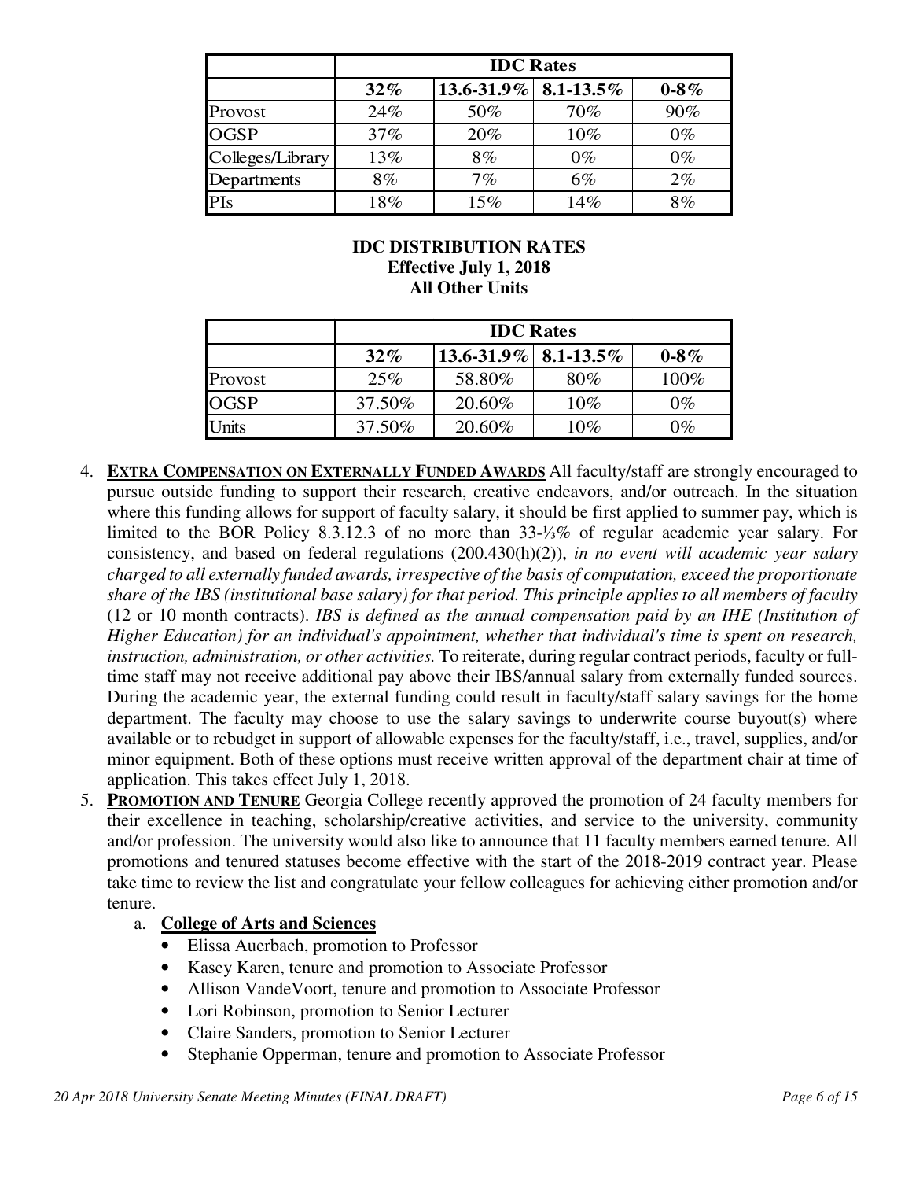| | IDC Rates | | | |
|---|---|---|---|---|
| | **32%** | **13.6-31.9%** | **8.1-13.5%** | **0-8%** |
| Provost | 24% | 50% | 70% | 90% |
| OGSP | 37% | 20% | 10% | 0% |
| Colleges/Library | 13% | 8% | 0% | 0% |
| Departments | 8% | 7% | 6% | 2% |
| PIs | 18% | 15% | 14% | 8% |

**IDC DISTRIBUTION RATES**
**Effective July 1, 2018**
**All Other Units**

| | IDC Rates | | | |
|---|---|---|---|---|
| | **32%** | **13.6-31.9%** | **8.1-13.5%** | **0-8%** |
| Provost | 25% | 58.80% | 80% | 100% |
| OGSP | 37.50% | 20.60% | 10% | 0% |
| Units | 37.50% | 20.60% | 10% | 0% |

4. **EXTRA COMPENSATION ON EXTERNALLY FUNDED AWARDS** All faculty/staff are strongly encouraged to pursue outside funding to support their research, creative endeavors, and/or outreach. In the situation where this funding allows for support of faculty salary, it should be first applied to summer pay, which is limited to the BOR Policy 8.3.12.3 of no more than 33-⅓% of regular academic year salary. For consistency, and based on federal regulations (200.430(h)(2)), *in no event will academic year salary charged to all externally funded awards, irrespective of the basis of computation, exceed the proportionate share of the IBS (institutional base salary) for that period. This principle applies to all members of faculty* (12 or 10 month contracts). *IBS is defined as the annual compensation paid by an IHE (Institution of Higher Education) for an individual's appointment, whether that individual's time is spent on research, instruction, administration, or other activities.* To reiterate, during regular contract periods, faculty or full-time staff may not receive additional pay above their IBS/annual salary from externally funded sources. During the academic year, the external funding could result in faculty/staff salary savings for the home department. The faculty may choose to use the salary savings to underwrite course buyout(s) where available or to rebudget in support of allowable expenses for the faculty/staff, i.e., travel, supplies, and/or minor equipment. Both of these options must receive written approval of the department chair at time of application. This takes effect July 1, 2018.
5. **PROMOTION AND TENURE** Georgia College recently approved the promotion of 24 faculty members for their excellence in teaching, scholarship/creative activities, and service to the university, community and/or profession. The university would also like to announce that 11 faculty members earned tenure. All promotions and tenured statuses become effective with the start of the 2018-2019 contract year. Please take time to review the list and congratulate your fellow colleagues for achieving either promotion and/or tenure.
   a. **College of Arts and Sciences**
      - Elissa Auerbach, promotion to Professor
      - Kasey Karen, tenure and promotion to Associate Professor
      - Allison VandeVoort, tenure and promotion to Associate Professor
      - Lori Robinson, promotion to Senior Lecturer
      - Claire Sanders, promotion to Senior Lecturer
      - Stephanie Opperman, tenure and promotion to Associate Professor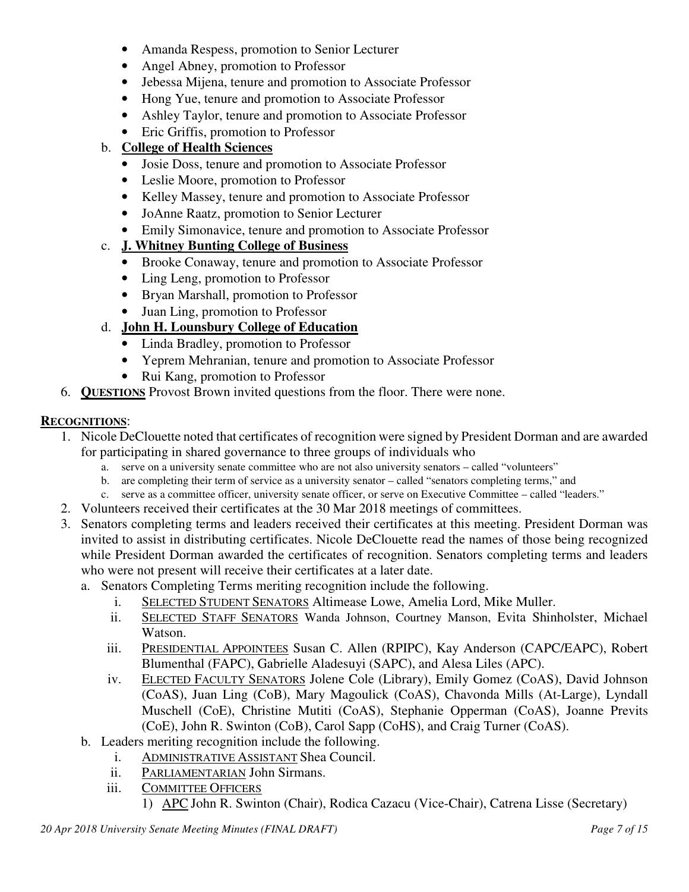- Amanda Respess, promotion to Senior Lecturer
- Angel Abney, promotion to Professor
- Jebessa Mijena, tenure and promotion to Associate Professor
- Hong Yue, tenure and promotion to Associate Professor
- Ashley Taylor, tenure and promotion to Associate Professor
- Eric Griffis, promotion to Professor

b. **College of Health Sciences**

- Josie Doss, tenure and promotion to Associate Professor
- Leslie Moore, promotion to Professor
- Kelley Massey, tenure and promotion to Associate Professor
- JoAnne Raatz, promotion to Senior Lecturer
- Emily Simonavice, tenure and promotion to Associate Professor

c. **J. Whitney Bunting College of Business**

- Brooke Conaway, tenure and promotion to Associate Professor
- Ling Leng, promotion to Professor
- Bryan Marshall, promotion to Professor
- Juan Ling, promotion to Professor

d. **John H. Lounsbury College of Education**

- Linda Bradley, promotion to Professor
- Yeprem Mehranian, tenure and promotion to Associate Professor
- Rui Kang, promotion to Professor

6. **QUESTIONS** Provost Brown invited questions from the floor. There were none.

**RECOGNITIONS**:

1. Nicole DeClouette noted that certificates of recognition were signed by President Dorman and are awarded for participating in shared governance to three groups of individuals who
   a. serve on a university senate committee who are not also university senators – called "volunteers"
   b. are completing their term of service as a university senator – called "senators completing terms," and
   c. serve as a committee officer, university senate officer, or serve on Executive Committee – called "leaders."
2. Volunteers received their certificates at the 30 Mar 2018 meetings of committees.
3. Senators completing terms and leaders received their certificates at this meeting. President Dorman was invited to assist in distributing certificates. Nicole DeClouette read the names of those being recognized while President Dorman awarded the certificates of recognition. Senators completing terms and leaders who were not present will receive their certificates at a later date.
   a. Senators Completing Terms meriting recognition include the following.
      i. SELECTED STUDENT SENATORS Altimease Lowe, Amelia Lord, Mike Muller.
      ii. SELECTED STAFF SENATORS Wanda Johnson, Courtney Manson, Evita Shinholster, Michael Watson.
      iii. PRESIDENTIAL APPOINTEES Susan C. Allen (RPIPC), Kay Anderson (CAPC/EAPC), Robert Blumenthal (FAPC), Gabrielle Aladesuyi (SAPC), and Alesa Liles (APC).
      iv. ELECTED FACULTY SENATORS Jolene Cole (Library), Emily Gomez (CoAS), David Johnson (CoAS), Juan Ling (CoB), Mary Magoulick (CoAS), Chavonda Mills (At-Large), Lyndall Muschell (CoE), Christine Mutiti (CoAS), Stephanie Opperman (CoAS), Joanne Previts (CoE), John R. Swinton (CoB), Carol Sapp (CoHS), and Craig Turner (CoAS).
   b. Leaders meriting recognition include the following.
      i. ADMINISTRATIVE ASSISTANT Shea Council.
      ii. PARLIAMENTARIAN John Sirmans.
      iii. COMMITTEE OFFICERS
         1) APC John R. Swinton (Chair), Rodica Cazacu (Vice-Chair), Catrena Lisse (Secretary)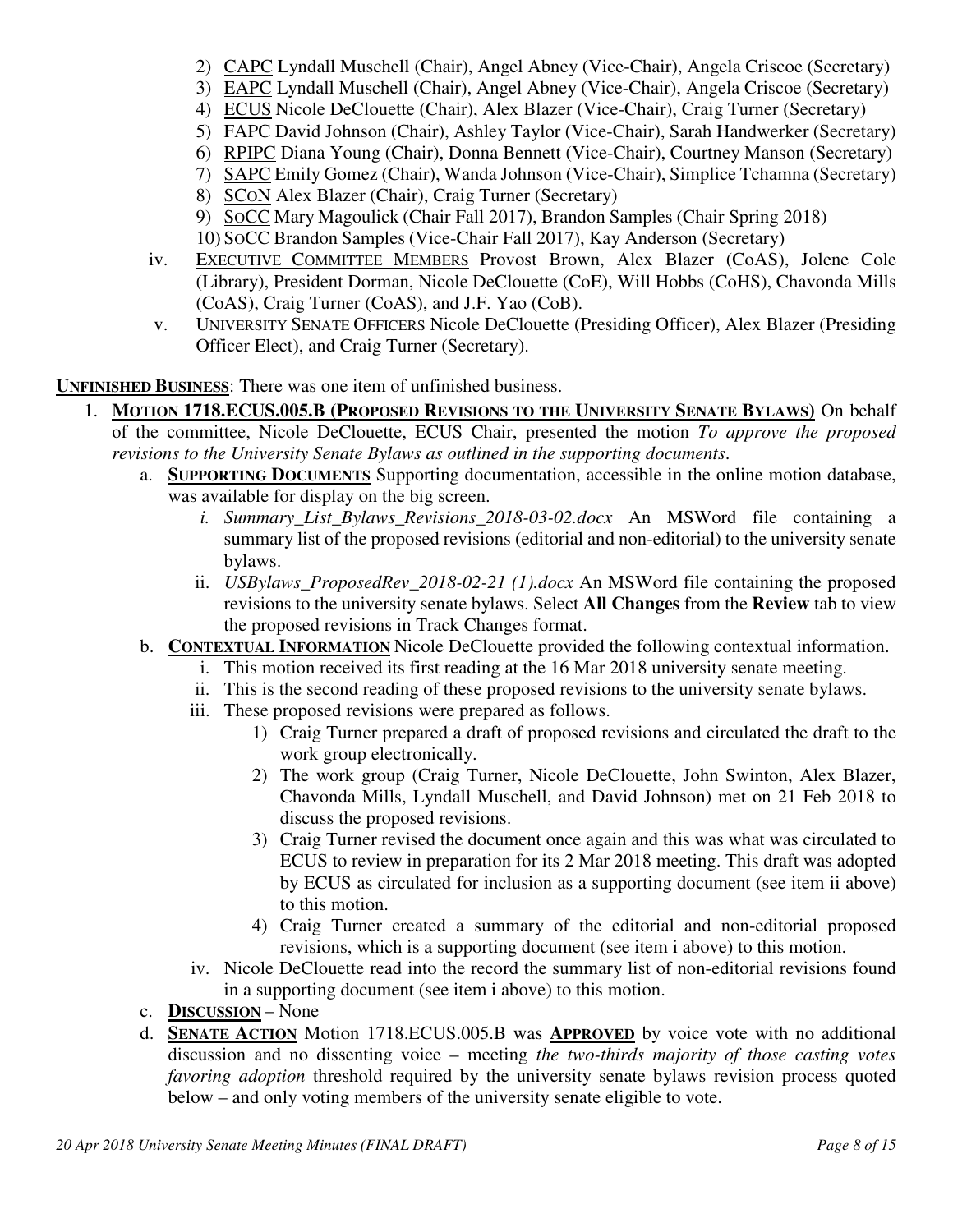2) CAPC Lyndall Muschell (Chair), Angel Abney (Vice-Chair), Angela Criscoe (Secretary)
3) EAPC Lyndall Muschell (Chair), Angel Abney (Vice-Chair), Angela Criscoe (Secretary)
4) ECUS Nicole DeClouette (Chair), Alex Blazer (Vice-Chair), Craig Turner (Secretary)
5) FAPC David Johnson (Chair), Ashley Taylor (Vice-Chair), Sarah Handwerker (Secretary)
6) RPIPC Diana Young (Chair), Donna Bennett (Vice-Chair), Courtney Manson (Secretary)
7) SAPC Emily Gomez (Chair), Wanda Johnson (Vice-Chair), Simplice Tchamna (Secretary)
8) SCoN Alex Blazer (Chair), Craig Turner (Secretary)
9) SoCC Mary Magoulick (Chair Fall 2017), Brandon Samples (Chair Spring 2018)
10) SoCC Brandon Samples (Vice-Chair Fall 2017), Kay Anderson (Secretary)

iv. EXECUTIVE COMMITTEE MEMBERS Provost Brown, Alex Blazer (CoAS), Jolene Cole (Library), President Dorman, Nicole DeClouette (CoE), Will Hobbs (CoHS), Chavonda Mills (CoAS), Craig Turner (CoAS), and J.F. Yao (CoB).

v. UNIVERSITY SENATE OFFICERS Nicole DeClouette (Presiding Officer), Alex Blazer (Presiding Officer Elect), and Craig Turner (Secretary).

**UNFINISHED BUSINESS**: There was one item of unfinished business.

1. **MOTION 1718.ECUS.005.B (PROPOSED REVISIONS TO THE UNIVERSITY SENATE BYLAWS)** On behalf of the committee, Nicole DeClouette, ECUS Chair, presented the motion *To approve the proposed revisions to the University Senate Bylaws as outlined in the supporting documents*.
   a. **SUPPORTING DOCUMENTS** Supporting documentation, accessible in the online motion database, was available for display on the big screen.
      i. *Summary_List_Bylaws_Revisions_2018-03-02.docx* An MSWord file containing a summary list of the proposed revisions (editorial and non-editorial) to the university senate bylaws.
      ii. *USBylaws_ProposedRev_2018-02-21 (1).docx* An MSWord file containing the proposed revisions to the university senate bylaws. Select **All Changes** from the **Review** tab to view the proposed revisions in Track Changes format.
   b. **CONTEXTUAL INFORMATION** Nicole DeClouette provided the following contextual information.
      i. This motion received its first reading at the 16 Mar 2018 university senate meeting.
      ii. This is the second reading of these proposed revisions to the university senate bylaws.
      iii. These proposed revisions were prepared as follows.
         1) Craig Turner prepared a draft of proposed revisions and circulated the draft to the work group electronically.
         2) The work group (Craig Turner, Nicole DeClouette, John Swinton, Alex Blazer, Chavonda Mills, Lyndall Muschell, and David Johnson) met on 21 Feb 2018 to discuss the proposed revisions.
         3) Craig Turner revised the document once again and this was what was circulated to ECUS to review in preparation for its 2 Mar 2018 meeting. This draft was adopted by ECUS as circulated for inclusion as a supporting document (see item ii above) to this motion.
         4) Craig Turner created a summary of the editorial and non-editorial proposed revisions, which is a supporting document (see item i above) to this motion.
      iv. Nicole DeClouette read into the record the summary list of non-editorial revisions found in a supporting document (see item i above) to this motion.
   c. **DISCUSSION** – None
   d. **SENATE ACTION** Motion 1718.ECUS.005.B was **APPROVED** by voice vote with no additional discussion and no dissenting voice – meeting *the two-thirds majority of those casting votes favoring adoption* threshold required by the university senate bylaws revision process quoted below – and only voting members of the university senate eligible to vote.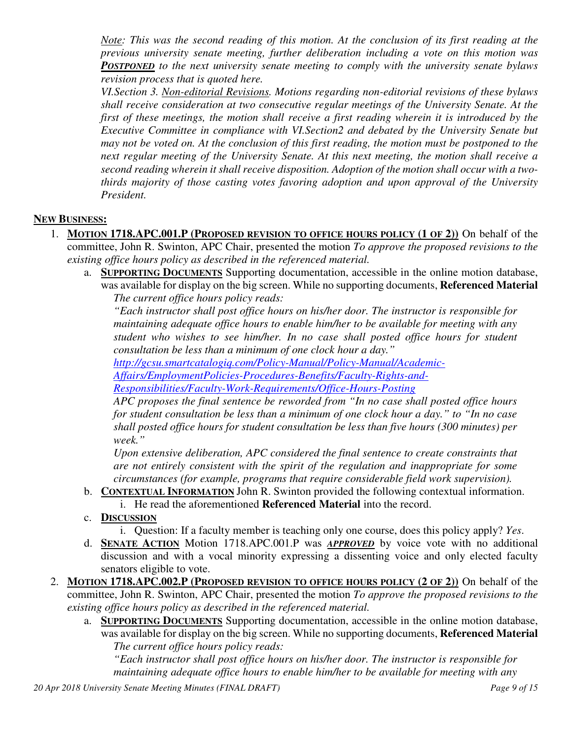*Note: This was the second reading of this motion. At the conclusion of its first reading at the previous university senate meeting, further deliberation including a vote on this motion was* ***POSTPONED*** *to the next university senate meeting to comply with the university senate bylaws revision process that is quoted here.*

*VI.Section 3. Non-editorial Revisions. Motions regarding non-editorial revisions of these bylaws shall receive consideration at two consecutive regular meetings of the University Senate. At the first of these meetings, the motion shall receive a first reading wherein it is introduced by the Executive Committee in compliance with VI.Section2 and debated by the University Senate but may not be voted on. At the conclusion of this first reading, the motion must be postponed to the next regular meeting of the University Senate. At this next meeting, the motion shall receive a second reading wherein it shall receive disposition. Adoption of the motion shall occur with a two-thirds majority of those casting votes favoring adoption and upon approval of the University President.*

## NEW BUSINESS:

1. **MOTION 1718.APC.001.P (PROPOSED REVISION TO OFFICE HOURS POLICY (1 OF 2))** On behalf of the committee, John R. Swinton, APC Chair, presented the motion *To approve the proposed revisions to the existing office hours policy as described in the referenced material.*
   a. **SUPPORTING DOCUMENTS** Supporting documentation, accessible in the online motion database, was available for display on the big screen. While no supporting documents, **Referenced Material**
      *The current office hours policy reads:*
      *"Each instructor shall post office hours on his/her door. The instructor is responsible for maintaining adequate office hours to enable him/her to be available for meeting with any student who wishes to see him/her. In no case shall posted office hours for student consultation be less than a minimum of one clock hour a day."*
      *http://gcsu.smartcatalogiq.com/Policy-Manual/Policy-Manual/Academic-Affairs/EmploymentPolicies-Procedures-Benefits/Faculty-Rights-and-Responsibilities/Faculty-Work-Requirements/Office-Hours-Posting*
      *APC proposes the final sentence be reworded from "In no case shall posted office hours for student consultation be less than a minimum of one clock hour a day." to "In no case shall posted office hours for student consultation be less than five hours (300 minutes) per week."*
      *Upon extensive deliberation, APC considered the final sentence to create constraints that are not entirely consistent with the spirit of the regulation and inappropriate for some circumstances (for example, programs that require considerable field work supervision).*
   b. **CONTEXTUAL INFORMATION** John R. Swinton provided the following contextual information.
      i. He read the aforementioned **Referenced Material** into the record.
   c. **DISCUSSION**
      i. Question: If a faculty member is teaching only one course, does this policy apply? *Yes*.
   d. **SENATE ACTION** Motion 1718.APC.001.P was ***APPROVED*** by voice vote with no additional discussion and with a vocal minority expressing a dissenting voice and only elected faculty senators eligible to vote.
2. **MOTION 1718.APC.002.P (PROPOSED REVISION TO OFFICE HOURS POLICY (2 OF 2))** On behalf of the committee, John R. Swinton, APC Chair, presented the motion *To approve the proposed revisions to the existing office hours policy as described in the referenced material.*
   a. **SUPPORTING DOCUMENTS** Supporting documentation, accessible in the online motion database, was available for display on the big screen. While no supporting documents, **Referenced Material**
      *The current office hours policy reads:*
      *"Each instructor shall post office hours on his/her door. The instructor is responsible for maintaining adequate office hours to enable him/her to be available for meeting with any*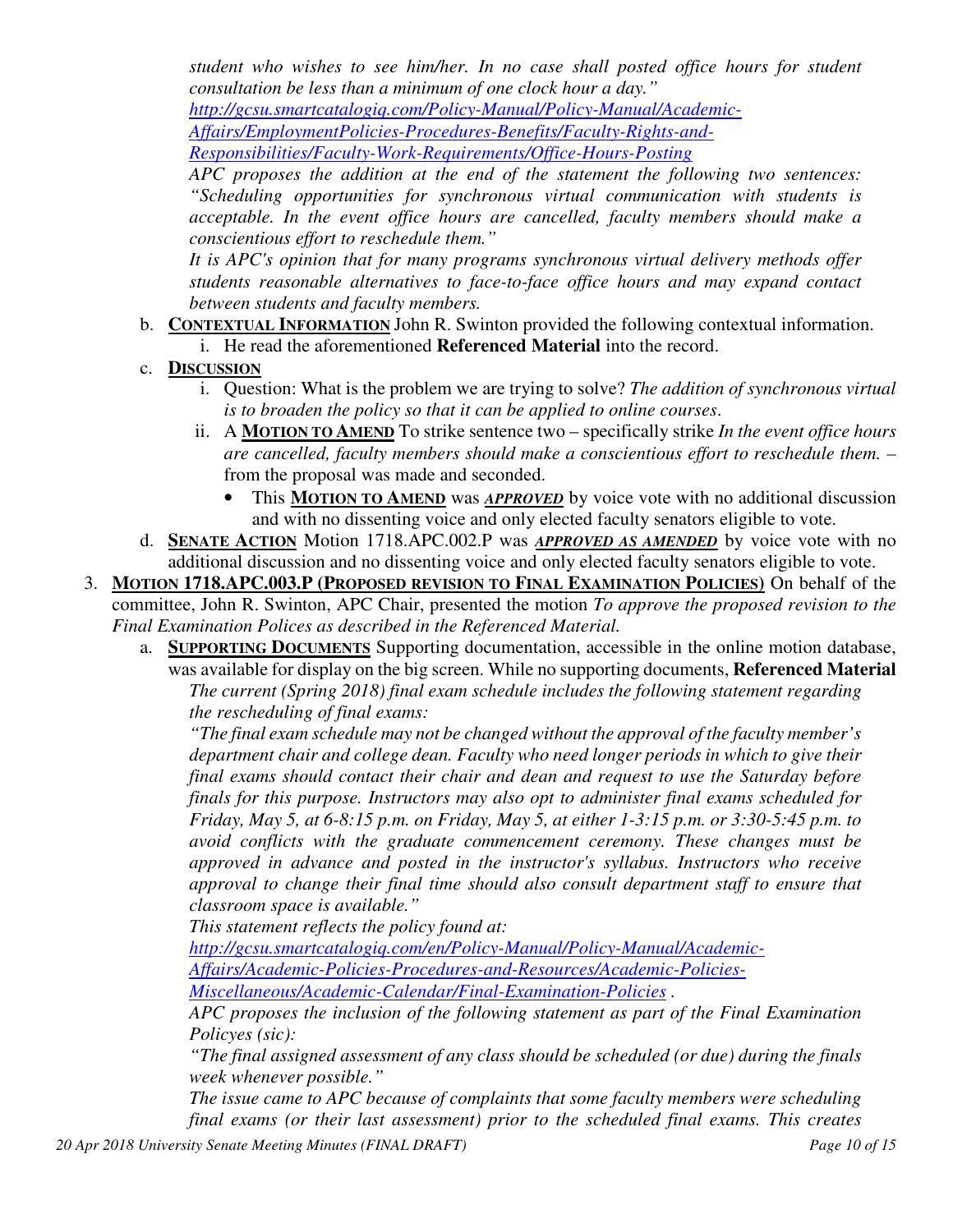*student who wishes to see him/her. In no case shall posted office hours for student consultation be less than a minimum of one clock hour a day."*
*http://gcsu.smartcatalogiq.com/Policy-Manual/Policy-Manual/Academic-Affairs/EmploymentPolicies-Procedures-Benefits/Faculty-Rights-and-Responsibilities/Faculty-Work-Requirements/Office-Hours-Posting*
*APC proposes the addition at the end of the statement the following two sentences: "Scheduling opportunities for synchronous virtual communication with students is acceptable. In the event office hours are cancelled, faculty members should make a conscientious effort to reschedule them."*
*It is APC's opinion that for many programs synchronous virtual delivery methods offer students reasonable alternatives to face-to-face office hours and may expand contact between students and faculty members.*

b. **CONTEXTUAL INFORMATION** John R. Swinton provided the following contextual information.
   i. He read the aforementioned **Referenced Material** into the record.

c. **DISCUSSION**
   i. Question: What is the problem we are trying to solve? *The addition of synchronous virtual is to broaden the policy so that it can be applied to online courses*.
   ii. A **MOTION TO AMEND** To strike sentence two – specifically strike *In the event office hours are cancelled, faculty members should make a conscientious effort to reschedule them.* – from the proposal was made and seconded.
      - This **MOTION TO AMEND** was ***APPROVED*** by voice vote with no additional discussion and with no dissenting voice and only elected faculty senators eligible to vote.

d. **SENATE ACTION** Motion 1718.APC.002.P was ***APPROVED AS AMENDED*** by voice vote with no additional discussion and no dissenting voice and only elected faculty senators eligible to vote.

3. **MOTION 1718.APC.003.P (PROPOSED REVISION TO FINAL EXAMINATION POLICIES)** On behalf of the committee, John R. Swinton, APC Chair, presented the motion *To approve the proposed revision to the Final Examination Polices as described in the Referenced Material.*

   a. **SUPPORTING DOCUMENTS** Supporting documentation, accessible in the online motion database, was available for display on the big screen. While no supporting documents, **Referenced Material**
   *The current (Spring 2018) final exam schedule includes the following statement regarding the rescheduling of final exams:*
   *"The final exam schedule may not be changed without the approval of the faculty member's department chair and college dean. Faculty who need longer periods in which to give their final exams should contact their chair and dean and request to use the Saturday before finals for this purpose. Instructors may also opt to administer final exams scheduled for Friday, May 5, at 6-8:15 p.m. on Friday, May 5, at either 1-3:15 p.m. or 3:30-5:45 p.m. to avoid conflicts with the graduate commencement ceremony. These changes must be approved in advance and posted in the instructor's syllabus. Instructors who receive approval to change their final time should also consult department staff to ensure that classroom space is available."*
   *This statement reflects the policy found at:*
   *http://gcsu.smartcatalogiq.com/en/Policy-Manual/Policy-Manual/Academic-Affairs/Academic-Policies-Procedures-and-Resources/Academic-Policies-Miscellaneous/Academic-Calendar/Final-Examination-Policies* .
   *APC proposes the inclusion of the following statement as part of the Final Examination Policyes (sic):*
   *"The final assigned assessment of any class should be scheduled (or due) during the finals week whenever possible."*
   *The issue came to APC because of complaints that some faculty members were scheduling final exams (or their last assessment) prior to the scheduled final exams. This creates*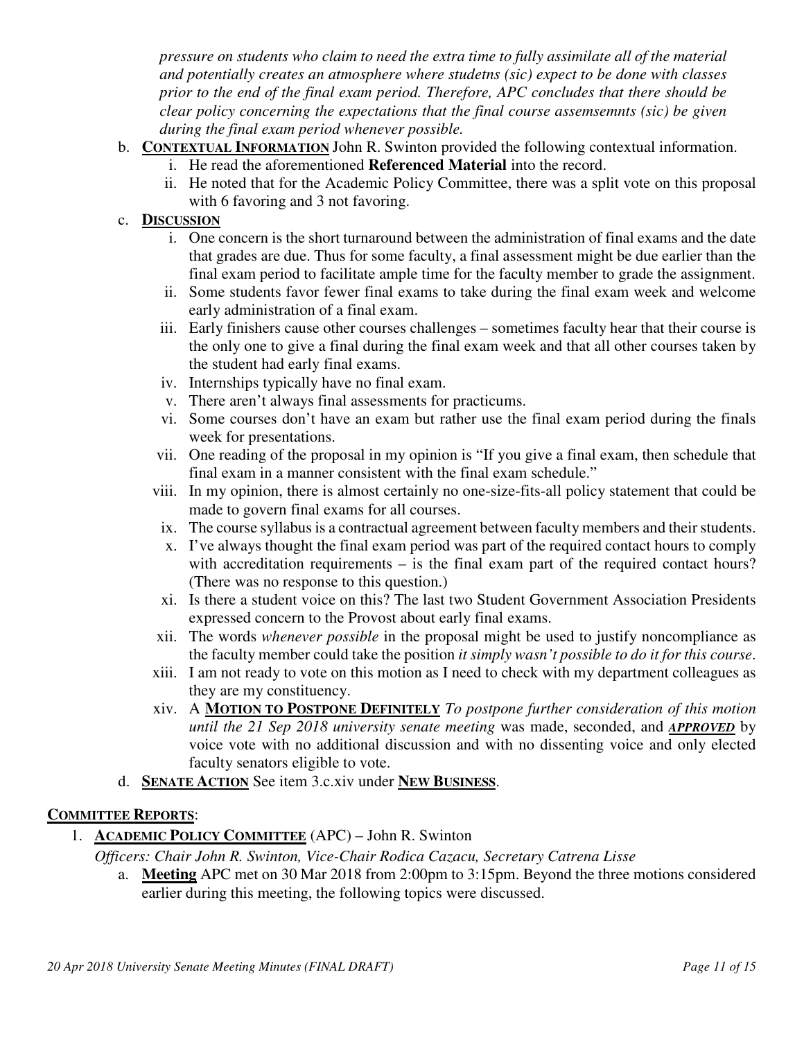*pressure on students who claim to need the extra time to fully assimilate all of the material and potentially creates an atmosphere where studetns (sic) expect to be done with classes prior to the end of the final exam period. Therefore, APC concludes that there should be clear policy concerning the expectations that the final course assemsemnts (sic) be given during the final exam period whenever possible.*

b. **CONTEXTUAL INFORMATION** John R. Swinton provided the following contextual information.
   i. He read the aforementioned **Referenced Material** into the record.
   ii. He noted that for the Academic Policy Committee, there was a split vote on this proposal with 6 favoring and 3 not favoring.

c. **DISCUSSION**
   i. One concern is the short turnaround between the administration of final exams and the date that grades are due. Thus for some faculty, a final assessment might be due earlier than the final exam period to facilitate ample time for the faculty member to grade the assignment.
   ii. Some students favor fewer final exams to take during the final exam week and welcome early administration of a final exam.
   iii. Early finishers cause other courses challenges – sometimes faculty hear that their course is the only one to give a final during the final exam week and that all other courses taken by the student had early final exams.
   iv. Internships typically have no final exam.
   v. There aren't always final assessments for practicums.
   vi. Some courses don't have an exam but rather use the final exam period during the finals week for presentations.
   vii. One reading of the proposal in my opinion is "If you give a final exam, then schedule that final exam in a manner consistent with the final exam schedule."
   viii. In my opinion, there is almost certainly no one-size-fits-all policy statement that could be made to govern final exams for all courses.
   ix. The course syllabus is a contractual agreement between faculty members and their students.
   x. I've always thought the final exam period was part of the required contact hours to comply with accreditation requirements – is the final exam part of the required contact hours? (There was no response to this question.)
   xi. Is there a student voice on this? The last two Student Government Association Presidents expressed concern to the Provost about early final exams.
   xii. The words *whenever possible* in the proposal might be used to justify noncompliance as the faculty member could take the position *it simply wasn't possible to do it for this course*.
   xiii. I am not ready to vote on this motion as I need to check with my department colleagues as they are my constituency.
   xiv. A **MOTION TO POSTPONE DEFINITELY** *To postpone further consideration of this motion until the 21 Sep 2018 university senate meeting* was made, seconded, and ***APPROVED*** by voice vote with no additional discussion and with no dissenting voice and only elected faculty senators eligible to vote.

d. **SENATE ACTION** See item 3.c.xiv under **NEW BUSINESS**.

## COMMITTEE REPORTS:

1. **ACADEMIC POLICY COMMITTEE** (APC) – John R. Swinton

   *Officers: Chair John R. Swinton, Vice-Chair Rodica Cazacu, Secretary Catrena Lisse*

   a. **Meeting** APC met on 30 Mar 2018 from 2:00pm to 3:15pm. Beyond the three motions considered earlier during this meeting, the following topics were discussed.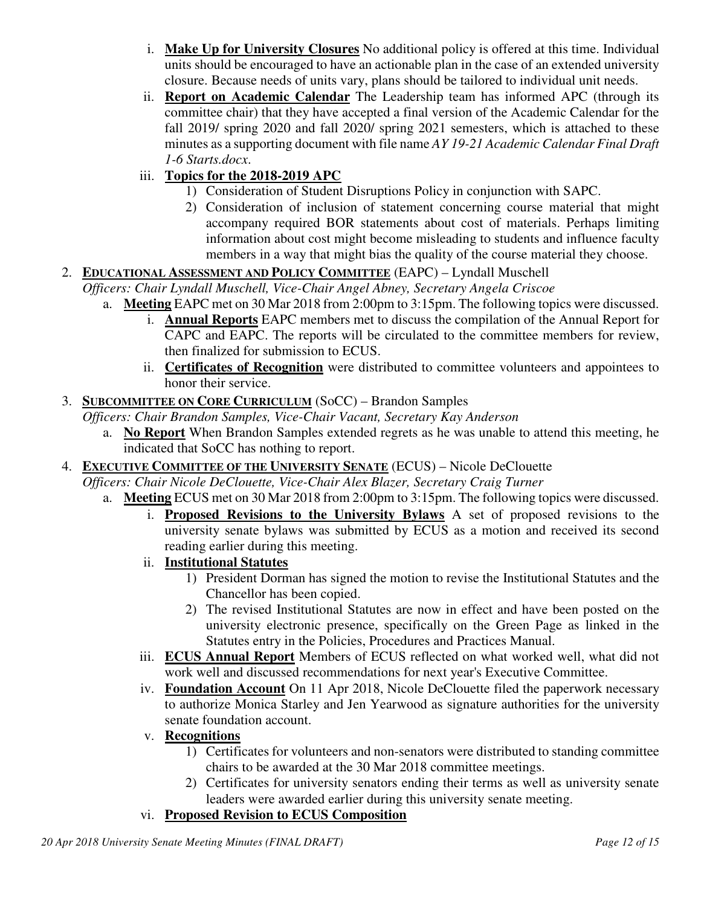i. **Make Up for University Closures** No additional policy is offered at this time. Individual units should be encouraged to have an actionable plan in the case of an extended university closure. Because needs of units vary, plans should be tailored to individual unit needs.

ii. **Report on Academic Calendar** The Leadership team has informed APC (through its committee chair) that they have accepted a final version of the Academic Calendar for the fall 2019/ spring 2020 and fall 2020/ spring 2021 semesters, which is attached to these minutes as a supporting document with file name *AY 19-21 Academic Calendar Final Draft 1-6 Starts.docx*.

iii. **Topics for the 2018-2019 APC**

1) Consideration of Student Disruptions Policy in conjunction with SAPC.
2) Consideration of inclusion of statement concerning course material that might accompany required BOR statements about cost of materials. Perhaps limiting information about cost might become misleading to students and influence faculty members in a way that might bias the quality of the course material they choose.

2. **EDUCATIONAL ASSESSMENT AND POLICY COMMITTEE** (EAPC) – Lyndall Muschell

*Officers: Chair Lyndall Muschell, Vice-Chair Angel Abney, Secretary Angela Criscoe*

a. **Meeting** EAPC met on 30 Mar 2018 from 2:00pm to 3:15pm. The following topics were discussed.

i. **Annual Reports** EAPC members met to discuss the compilation of the Annual Report for CAPC and EAPC. The reports will be circulated to the committee members for review, then finalized for submission to ECUS.

ii. **Certificates of Recognition** were distributed to committee volunteers and appointees to honor their service.

3. **SUBCOMMITTEE ON CORE CURRICULUM** (SoCC) – Brandon Samples

*Officers: Chair Brandon Samples, Vice-Chair Vacant, Secretary Kay Anderson*

a. **No Report** When Brandon Samples extended regrets as he was unable to attend this meeting, he indicated that SoCC has nothing to report.

4. **EXECUTIVE COMMITTEE OF THE UNIVERSITY SENATE** (ECUS) – Nicole DeClouette

*Officers: Chair Nicole DeClouette, Vice-Chair Alex Blazer, Secretary Craig Turner*

a. **Meeting** ECUS met on 30 Mar 2018 from 2:00pm to 3:15pm. The following topics were discussed.

i. **Proposed Revisions to the University Bylaws** A set of proposed revisions to the university senate bylaws was submitted by ECUS as a motion and received its second reading earlier during this meeting.

ii. **Institutional Statutes**

1) President Dorman has signed the motion to revise the Institutional Statutes and the Chancellor has been copied.
2) The revised Institutional Statutes are now in effect and have been posted on the university electronic presence, specifically on the Green Page as linked in the Statutes entry in the Policies, Procedures and Practices Manual.

iii. **ECUS Annual Report** Members of ECUS reflected on what worked well, what did not work well and discussed recommendations for next year's Executive Committee.

iv. **Foundation Account** On 11 Apr 2018, Nicole DeClouette filed the paperwork necessary to authorize Monica Starley and Jen Yearwood as signature authorities for the university senate foundation account.

v. **Recognitions**

1) Certificates for volunteers and non-senators were distributed to standing committee chairs to be awarded at the 30 Mar 2018 committee meetings.
2) Certificates for university senators ending their terms as well as university senate leaders were awarded earlier during this university senate meeting.

vi. **Proposed Revision to ECUS Composition**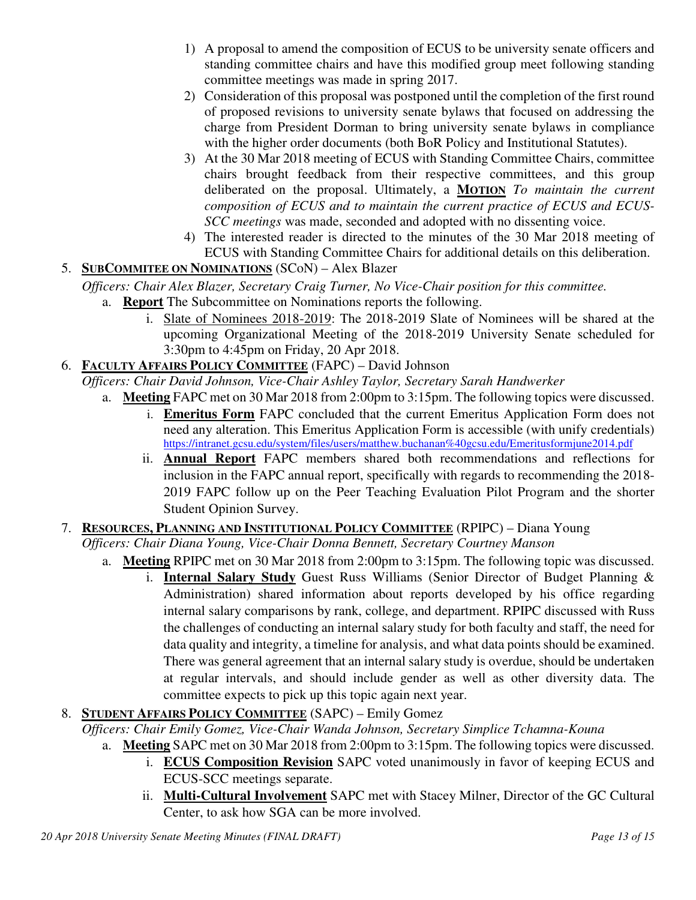1) A proposal to amend the composition of ECUS to be university senate officers and standing committee chairs and have this modified group meet following standing committee meetings was made in spring 2017.
2) Consideration of this proposal was postponed until the completion of the first round of proposed revisions to university senate bylaws that focused on addressing the charge from President Dorman to bring university senate bylaws in compliance with the higher order documents (both BoR Policy and Institutional Statutes).
3) At the 30 Mar 2018 meeting of ECUS with Standing Committee Chairs, committee chairs brought feedback from their respective committees, and this group deliberated on the proposal. Ultimately, a **MOTION** *To maintain the current composition of ECUS and to maintain the current practice of ECUS and ECUS-SCC meetings* was made, seconded and adopted with no dissenting voice.
4) The interested reader is directed to the minutes of the 30 Mar 2018 meeting of ECUS with Standing Committee Chairs for additional details on this deliberation.

5. **SUBCOMMITEE ON NOMINATIONS** (SCoN) – Alex Blazer

   *Officers: Chair Alex Blazer, Secretary Craig Turner, No Vice-Chair position for this committee.*

   a. **Report** The Subcommittee on Nominations reports the following.
      i. Slate of Nominees 2018-2019: The 2018-2019 Slate of Nominees will be shared at the upcoming Organizational Meeting of the 2018-2019 University Senate scheduled for 3:30pm to 4:45pm on Friday, 20 Apr 2018.

6. **FACULTY AFFAIRS POLICY COMMITTEE** (FAPC) – David Johnson

   *Officers: Chair David Johnson, Vice-Chair Ashley Taylor, Secretary Sarah Handwerker*

   a. **Meeting** FAPC met on 30 Mar 2018 from 2:00pm to 3:15pm. The following topics were discussed.
      i. **Emeritus Form** FAPC concluded that the current Emeritus Application Form does not need any alteration. This Emeritus Application Form is accessible (with unify credentials) https://intranet.gcsu.edu/system/files/users/matthew.buchanan%40gcsu.edu/Emeritusformjune2014.pdf
      ii. **Annual Report** FAPC members shared both recommendations and reflections for inclusion in the FAPC annual report, specifically with regards to recommending the 2018-2019 FAPC follow up on the Peer Teaching Evaluation Pilot Program and the shorter Student Opinion Survey.

7. **RESOURCES, PLANNING AND INSTITUTIONAL POLICY COMMITTEE** (RPIPC) – Diana Young

   *Officers: Chair Diana Young, Vice-Chair Donna Bennett, Secretary Courtney Manson*

   a. **Meeting** RPIPC met on 30 Mar 2018 from 2:00pm to 3:15pm. The following topic was discussed.
      i. **Internal Salary Study** Guest Russ Williams (Senior Director of Budget Planning & Administration) shared information about reports developed by his office regarding internal salary comparisons by rank, college, and department. RPIPC discussed with Russ the challenges of conducting an internal salary study for both faculty and staff, the need for data quality and integrity, a timeline for analysis, and what data points should be examined. There was general agreement that an internal salary study is overdue, should be undertaken at regular intervals, and should include gender as well as other diversity data. The committee expects to pick up this topic again next year.

8. **STUDENT AFFAIRS POLICY COMMITTEE** (SAPC) – Emily Gomez

   *Officers: Chair Emily Gomez, Vice-Chair Wanda Johnson, Secretary Simplice Tchamna-Kouna*

   a. **Meeting** SAPC met on 30 Mar 2018 from 2:00pm to 3:15pm. The following topics were discussed.
      i. **ECUS Composition Revision** SAPC voted unanimously in favor of keeping ECUS and ECUS-SCC meetings separate.
      ii. **Multi-Cultural Involvement** SAPC met with Stacey Milner, Director of the GC Cultural Center, to ask how SGA can be more involved.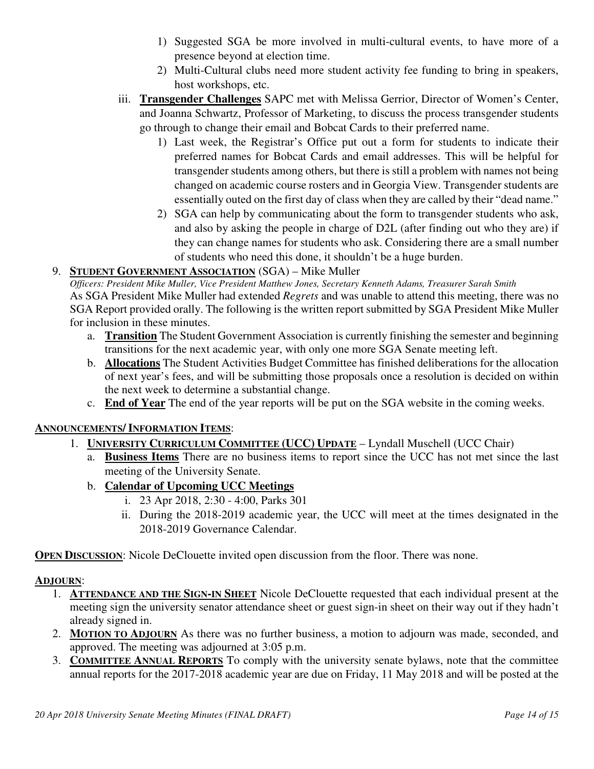1) Suggested SGA be more involved in multi-cultural events, to have more of a presence beyond at election time.
2) Multi-Cultural clubs need more student activity fee funding to bring in speakers, host workshops, etc.

iii. **Transgender Challenges** SAPC met with Melissa Gerrior, Director of Women's Center, and Joanna Schwartz, Professor of Marketing, to discuss the process transgender students go through to change their email and Bobcat Cards to their preferred name.

1) Last week, the Registrar's Office put out a form for students to indicate their preferred names for Bobcat Cards and email addresses. This will be helpful for transgender students among others, but there is still a problem with names not being changed on academic course rosters and in Georgia View. Transgender students are essentially outed on the first day of class when they are called by their "dead name."
2) SGA can help by communicating about the form to transgender students who ask, and also by asking the people in charge of D2L (after finding out who they are) if they can change names for students who ask. Considering there are a small number of students who need this done, it shouldn't be a huge burden.

9. **STUDENT GOVERNMENT ASSOCIATION** (SGA) – Mike Muller

*Officers: President Mike Muller, Vice President Matthew Jones, Secretary Kenneth Adams, Treasurer Sarah Smith*

As SGA President Mike Muller had extended *Regrets* and was unable to attend this meeting, there was no SGA Report provided orally. The following is the written report submitted by SGA President Mike Muller for inclusion in these minutes.

a. **Transition** The Student Government Association is currently finishing the semester and beginning transitions for the next academic year, with only one more SGA Senate meeting left.
b. **Allocations** The Student Activities Budget Committee has finished deliberations for the allocation of next year's fees, and will be submitting those proposals once a resolution is decided on within the next week to determine a substantial change.
c. **End of Year** The end of the year reports will be put on the SGA website in the coming weeks.

**ANNOUNCEMENTS/ INFORMATION ITEMS**:

1. **UNIVERSITY CURRICULUM COMMITTEE (UCC) UPDATE** – Lyndall Muschell (UCC Chair)
   a. **Business Items** There are no business items to report since the UCC has not met since the last meeting of the University Senate.
   b. **Calendar of Upcoming UCC Meetings**
      i. 23 Apr 2018, 2:30 - 4:00, Parks 301
      ii. During the 2018-2019 academic year, the UCC will meet at the times designated in the 2018-2019 Governance Calendar.

**OPEN DISCUSSION**: Nicole DeClouette invited open discussion from the floor. There was none.

**ADJOURN**:

1. **ATTENDANCE AND THE SIGN-IN SHEET** Nicole DeClouette requested that each individual present at the meeting sign the university senator attendance sheet or guest sign-in sheet on their way out if they hadn't already signed in.
2. **MOTION TO ADJOURN** As there was no further business, a motion to adjourn was made, seconded, and approved. The meeting was adjourned at 3:05 p.m.
3. **COMMITTEE ANNUAL REPORTS** To comply with the university senate bylaws, note that the committee annual reports for the 2017-2018 academic year are due on Friday, 11 May 2018 and will be posted at the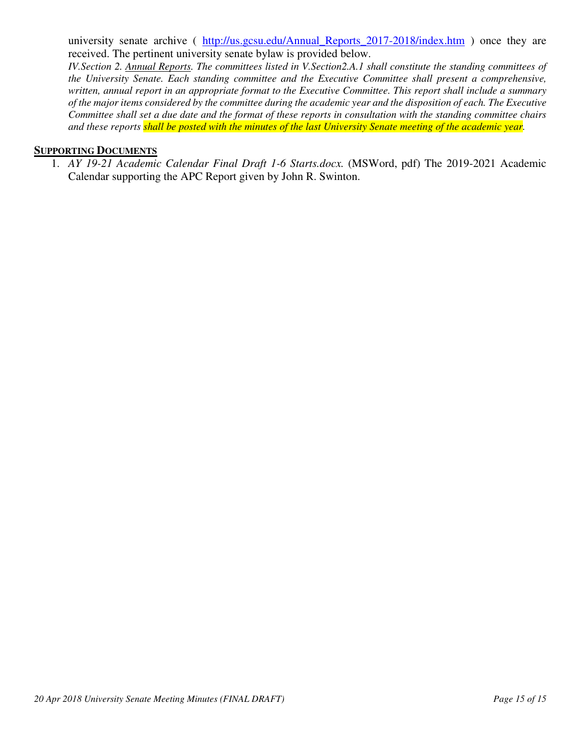university senate archive ( http://us.gcsu.edu/Annual_Reports_2017-2018/index.htm ) once they are received. The pertinent university senate bylaw is provided below.

*IV.Section 2. Annual Reports. The committees listed in V.Section2.A.1 shall constitute the standing committees of the University Senate. Each standing committee and the Executive Committee shall present a comprehensive, written, annual report in an appropriate format to the Executive Committee. This report shall include a summary of the major items considered by the committee during the academic year and the disposition of each. The Executive Committee shall set a due date and the format of these reports in consultation with the standing committee chairs and these reports shall be posted with the minutes of the last University Senate meeting of the academic year.*

## SUPPORTING DOCUMENTS

1. *AY 19-21 Academic Calendar Final Draft 1-6 Starts.docx.* (MSWord, pdf) The 2019-2021 Academic Calendar supporting the APC Report given by John R. Swinton.